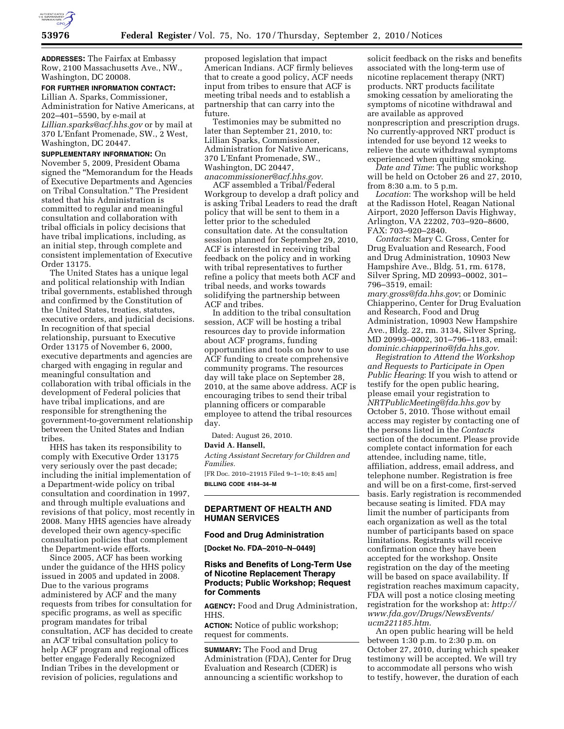**ADDRESSES:** The Fairfax at Embassy Row, 2100 Massachusetts Ave., NW., Washington, DC 20008.

**FOR FURTHER INFORMATION CONTACT:** Lillian A. Sparks, Commissioner, Administration for Native Americans, at 202–401–5590, by e-mail at *Lillian.sparks@acf.hhs.gov* or by mail at 370 L'Enfant Promenade, SW., 2 West, Washington, DC 20447.

**SUPPLEMENTARY INFORMATION:** On November 5, 2009, President Obama signed the "Memorandum for the Heads of Executive Departments and Agencies on Tribal Consultation." The President stated that his Administration is committed to regular and meaningful consultation and collaboration with tribal officials in policy decisions that have tribal implications, including, as an initial step, through complete and consistent implementation of Executive Order 13175.

The United States has a unique legal and political relationship with Indian tribal governments, established through and confirmed by the Constitution of the United States, treaties, statutes, executive orders, and judicial decisions. In recognition of that special relationship, pursuant to Executive Order 13175 of November 6, 2000, executive departments and agencies are charged with engaging in regular and meaningful consultation and collaboration with tribal officials in the development of Federal policies that have tribal implications, and are responsible for strengthening the government-to-government relationship between the United States and Indian tribes.

HHS has taken its responsibility to comply with Executive Order 13175 very seriously over the past decade; including the initial implementation of a Department-wide policy on tribal consultation and coordination in 1997, and through multiple evaluations and revisions of that policy, most recently in 2008. Many HHS agencies have already developed their own agency-specific consultation policies that complement the Department-wide efforts.

Since 2005, ACF has been working under the guidance of the HHS policy issued in 2005 and updated in 2008. Due to the various programs administered by ACF and the many requests from tribes for consultation for specific programs, as well as specific program mandates for tribal consultation, ACF has decided to create an ACF tribal consultation policy to help ACF program and regional offices better engage Federally Recognized Indian Tribes in the development or revision of policies, regulations and proposed legislation that impact American Indians. ACF firmly believes that to create a good policy, ACF needs input from tribes to ensure that ACF is meeting tribal needs and to establish a partnership that can carry into the future.

Testimonies may be submitted no later than September 21, 2010, to: Lillian Sparks, Commissioner, Administration for Native Americans, 370 L'Enfant Promenade, SW., Washington, DC 20447, *anacommissioner@acf.hhs.gov.*

ACF assembled a Tribal/Federal Workgroup to develop a draft policy and is asking Tribal Leaders to read the draft policy that will be sent to them in a letter prior to the scheduled consultation date. At the consultation session planned for September 29, 2010, ACF is interested in receiving tribal feedback on the policy and in working with tribal representatives to further refine a policy that meets both ACF and tribal needs, and works towards solidifying the partnership between ACF and tribes.

In addition to the tribal consultation session, ACF will be hosting a tribal resources day to provide information about ACF programs, funding opportunities and tools on how to use ACF funding to create comprehensive community programs. The resources day will take place on September 28, 2010, at the same above address. ACF is encouraging tribes to send their tribal planning officers or comparable employee to attend the tribal resources day.

Dated: August 26, 2010.

**David A. Hansell,**

*Acting Assistant Secretary for Children and Families.*

[FR Doc. 2010–21915 Filed 9–1–10; 8:45 am]

**BILLING CODE 4184–34–M**

## DEPARTMENT OF HEALTH AND HUMAN SERVICES

### Food and Drug Administration

**[Docket No. FDA–2010–N–0449]**

### Risks and Benefits of Long-Term Use of Nicotine Replacement Therapy Products; Public Workshop; Request for Comments

**AGENCY:** Food and Drug Administration, HHS.

**ACTION:** Notice of public workshop; request for comments.

**SUMMARY:** The Food and Drug Administration (FDA), Center for Drug Evaluation and Research (CDER) is announcing a scientific workshop to solicit feedback on the risks and benefits associated with the long-term use of nicotine replacement therapy (NRT) products. NRT products facilitate smoking cessation by ameliorating the symptoms of nicotine withdrawal and are available as approved nonprescription and prescription drugs. No currently-approved NRT product is intended for use beyond 12 weeks to relieve the acute withdrawal symptoms experienced when quitting smoking.

*Date and Time*: The public workshop will be held on October 26 and 27, 2010, from 8:30 a.m. to 5 p.m.

*Location*: The workshop will be held at the Radisson Hotel, Reagan National Airport, 2020 Jefferson Davis Highway, Arlington, VA 22202, 703–920–8600, FAX: 703–920–2840.

*Contacts*: Mary C. Gross, Center for Drug Evaluation and Research, Food and Drug Administration, 10903 New Hampshire Ave., Bldg. 51, rm. 6178, Silver Spring, MD 20993–0002, 301–796–3519, email: *mary.gross@fda.hhs.gov*; or Dominic Chiapperino, Center for Drug Evaluation and Research, Food and Drug Administration, 10903 New Hampshire Ave., Bldg. 22, rm. 3134, Silver Spring, MD 20993–0002, 301–796–1183, email: *dominic.chiapperino@fda.hhs.gov*.

*Registration to Attend the Workshop and Requests to Participate in Open Public Hearing*: If you wish to attend or testify for the open public hearing, please email your registration to *NRTPublicMeeting@fda.hhs.gov* by October 5, 2010. Those without email access may register by contacting one of the persons listed in the *Contacts* section of the document. Please provide complete contact information for each attendee, including name, title, affiliation, address, email address, and telephone number. Registration is free and will be on a first-come, first-served basis. Early registration is recommended because seating is limited. FDA may limit the number of participants from each organization as well as the total number of participants based on space limitations. Registrants will receive confirmation once they have been accepted for the workshop. Onsite registration on the day of the meeting will be based on space availability. If registration reaches maximum capacity, FDA will post a notice closing meeting registration for the workshop at: *http://www.fda.gov/Drugs/NewsEvents/ucm221185.htm*.

An open public hearing will be held between 1:30 p.m. to 2:30 p.m. on October 27, 2010, during which speaker testimony will be accepted. We will try to accommodate all persons who wish to testify, however, the duration of each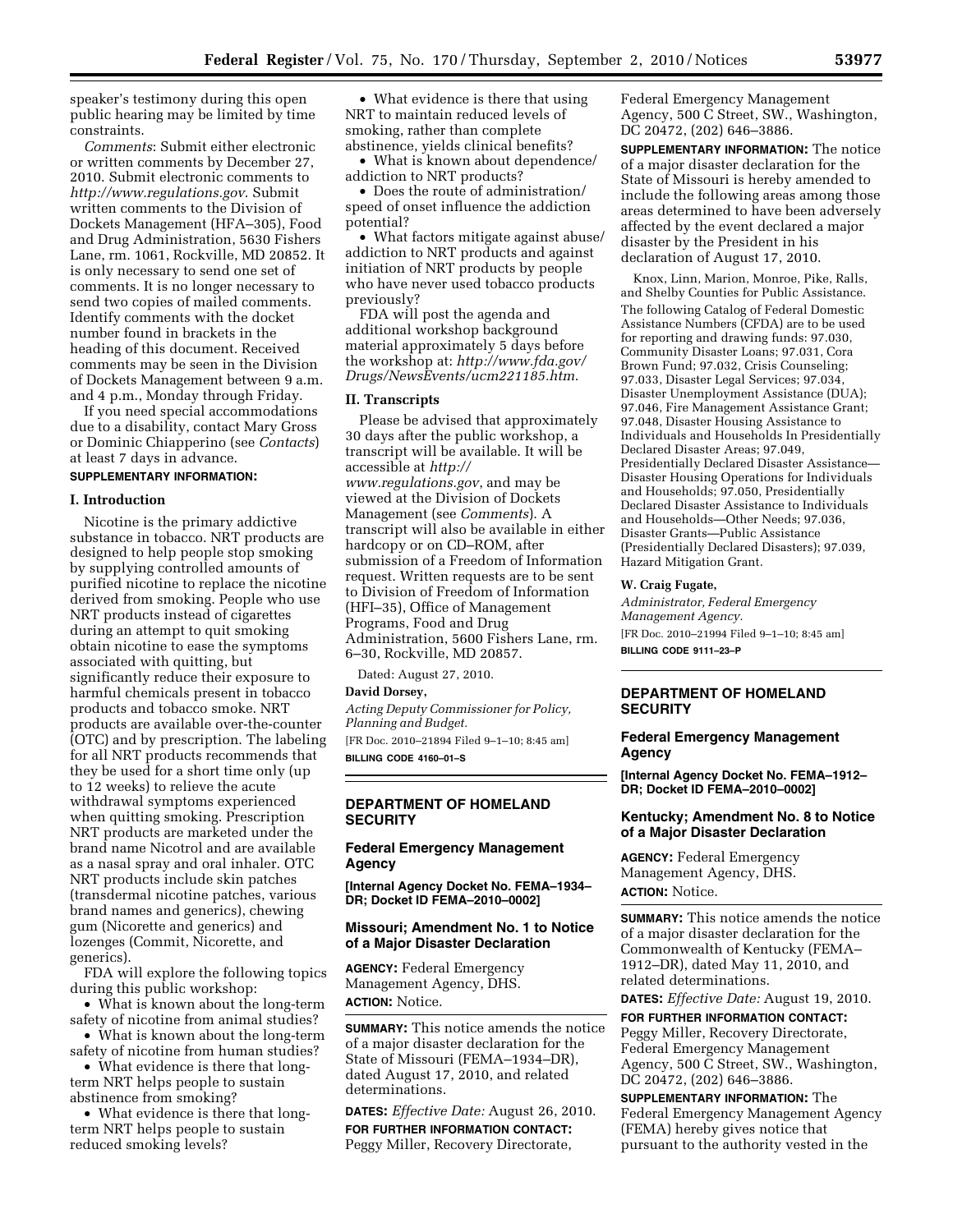speaker's testimony during this open public hearing may be limited by time constraints.

*Comments*: Submit either electronic or written comments by December 27, 2010. Submit electronic comments to *http://www.regulations.gov*. Submit written comments to the Division of Dockets Management (HFA–305), Food and Drug Administration, 5630 Fishers Lane, rm. 1061, Rockville, MD 20852. It is only necessary to send one set of comments. It is no longer necessary to send two copies of mailed comments. Identify comments with the docket number found in brackets in the heading of this document. Received comments may be seen in the Division of Dockets Management between 9 a.m. and 4 p.m., Monday through Friday.

If you need special accommodations due to a disability, contact Mary Gross or Dominic Chiapperino (see *Contacts*) at least 7 days in advance.

**SUPPLEMENTARY INFORMATION:**

## I. Introduction

Nicotine is the primary addictive substance in tobacco. NRT products are designed to help people stop smoking by supplying controlled amounts of purified nicotine to replace the nicotine derived from smoking. People who use NRT products instead of cigarettes during an attempt to quit smoking obtain nicotine to ease the symptoms associated with quitting, but significantly reduce their exposure to harmful chemicals present in tobacco products and tobacco smoke. NRT products are available over-the-counter (OTC) and by prescription. The labeling for all NRT products recommends that they be used for a short time only (up to 12 weeks) to relieve the acute withdrawal symptoms experienced when quitting smoking. Prescription NRT products are marketed under the brand name Nicotrol and are available as a nasal spray and oral inhaler. OTC NRT products include skin patches (transdermal nicotine patches, various brand names and generics), chewing gum (Nicorette and generics) and lozenges (Commit, Nicorette, and generics).

FDA will explore the following topics during this public workshop:

- What is known about the long-term safety of nicotine from animal studies?
- What is known about the long-term safety of nicotine from human studies?
- What evidence is there that long-term NRT helps people to sustain abstinence from smoking?
- What evidence is there that long-term NRT helps people to sustain reduced smoking levels?
- What evidence is there that using NRT to maintain reduced levels of smoking, rather than complete abstinence, yields clinical benefits?
- What is known about dependence/addiction to NRT products?
- Does the route of administration/speed of onset influence the addiction potential?
- What factors mitigate against abuse/addiction to NRT products and against initiation of NRT products by people who have never used tobacco products previously?

FDA will post the agenda and additional workshop background material approximately 5 days before the workshop at: *http://www.fda.gov/Drugs/NewsEvents/ucm221185.htm*.

## II. Transcripts

Please be advised that approximately 30 days after the public workshop, a transcript will be available. It will be accessible at *http://www.regulations.gov*, and may be viewed at the Division of Dockets Management (see *Comments*). A transcript will also be available in either hardcopy or on CD–ROM, after submission of a Freedom of Information request. Written requests are to be sent to Division of Freedom of Information (HFI–35), Office of Management Programs, Food and Drug Administration, 5600 Fishers Lane, rm. 6–30, Rockville, MD 20857.

Dated: August 27, 2010.

**David Dorsey,**

*Acting Deputy Commissioner for Policy, Planning and Budget.*

[FR Doc. 2010–21894 Filed 9–1–10; 8:45 am]

**BILLING CODE 4160–01–S**

---

## DEPARTMENT OF HOMELAND SECURITY

### Federal Emergency Management Agency

**[Internal Agency Docket No. FEMA–1934–DR; Docket ID FEMA–2010–0002]**

### Missouri; Amendment No. 1 to Notice of a Major Disaster Declaration

**AGENCY:** Federal Emergency Management Agency, DHS.

**ACTION:** Notice.

**SUMMARY:** This notice amends the notice of a major disaster declaration for the State of Missouri (FEMA–1934–DR), dated August 17, 2010, and related determinations.

**DATES:** *Effective Date:* August 26, 2010.

**FOR FURTHER INFORMATION CONTACT:** Peggy Miller, Recovery Directorate, Federal Emergency Management Agency, 500 C Street, SW., Washington, DC 20472, (202) 646–3886.

**SUPPLEMENTARY INFORMATION:** The notice of a major disaster declaration for the State of Missouri is hereby amended to include the following areas among those areas determined to have been adversely affected by the event declared a major disaster by the President in his declaration of August 17, 2010.

Knox, Linn, Marion, Monroe, Pike, Ralls, and Shelby Counties for Public Assistance.

The following Catalog of Federal Domestic Assistance Numbers (CFDA) are to be used for reporting and drawing funds: 97.030, Community Disaster Loans; 97.031, Cora Brown Fund; 97.032, Crisis Counseling; 97.033, Disaster Legal Services; 97.034, Disaster Unemployment Assistance (DUA); 97.046, Fire Management Assistance Grant; 97.048, Disaster Housing Assistance to Individuals and Households In Presidentially Declared Disaster Areas; 97.049, Presidentially Declared Disaster Assistance—Disaster Housing Operations for Individuals and Households; 97.050, Presidentially Declared Disaster Assistance to Individuals and Households—Other Needs; 97.036, Disaster Grants—Public Assistance (Presidentially Declared Disasters); 97.039, Hazard Mitigation Grant.

**W. Craig Fugate,**

*Administrator, Federal Emergency Management Agency.*

[FR Doc. 2010–21994 Filed 9–1–10; 8:45 am]

**BILLING CODE 9111–23–P**

---

## DEPARTMENT OF HOMELAND SECURITY

### Federal Emergency Management Agency

**[Internal Agency Docket No. FEMA–1912–DR; Docket ID FEMA–2010–0002]**

### Kentucky; Amendment No. 8 to Notice of a Major Disaster Declaration

**AGENCY:** Federal Emergency Management Agency, DHS.

**ACTION:** Notice.

**SUMMARY:** This notice amends the notice of a major disaster declaration for the Commonwealth of Kentucky (FEMA–1912–DR), dated May 11, 2010, and related determinations.

**DATES:** *Effective Date:* August 19, 2010.

**FOR FURTHER INFORMATION CONTACT:** Peggy Miller, Recovery Directorate, Federal Emergency Management Agency, 500 C Street, SW., Washington, DC 20472, (202) 646–3886.

**SUPPLEMENTARY INFORMATION:** The Federal Emergency Management Agency (FEMA) hereby gives notice that pursuant to the authority vested in the